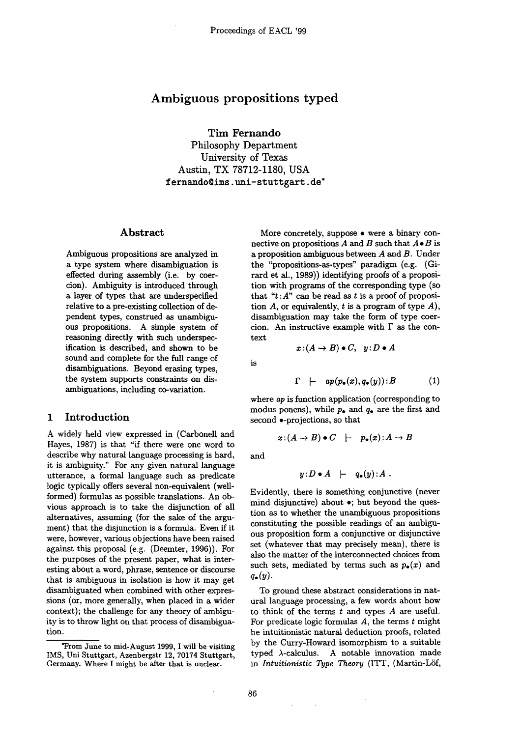# Ambiguous propositions typed

**Tim Fernando**
Philosophy Department
University of Texas
Austin, TX 78712-1180, USA
fernando@ims.uni-stuttgart.de*

## Abstract

Ambiguous propositions are analyzed in a type system where disambiguation is effected during assembly (i.e. by coercion). Ambiguity is introduced through a layer of types that are underspecified relative to a pre-existing collection of dependent types, construed as unambiguous propositions. A simple system of reasoning directly with such underspecification is described, and shown to be sound and complete for the full range of disambiguations. Beyond erasing types, the system supports constraints on disambiguations, including co-variation.

## 1 Introduction

A widely held view expressed in (Carbonell and Hayes, 1987) is that "if there were one word to describe why natural language processing is hard, it is ambiguity." For any given natural language utterance, a formal language such as predicate logic typically offers several non-equivalent (well-formed) formulas as possible translations. An obvious approach is to take the disjunction of all alternatives, assuming (for the sake of the argument) that the disjunction is a formula. Even if it were, however, various objections have been raised against this proposal (e.g. (Deemter, 1996)). For the purposes of the present paper, what is interesting about a word, phrase, sentence or discourse that is ambiguous in isolation is how it may get disambiguated when combined with other expressions (or, more generally, when placed in a wider context); the challenge for any theory of ambiguity is to throw light on that process of disambiguation.

More concretely, suppose $\bullet$ were a binary connective on propositions $A$ and $B$ such that $A \bullet B$ is a proposition ambiguous between $A$ and $B$. Under the "propositions-as-types" paradigm (e.g. (Girard et al., 1989)) identifying proofs of a proposition with programs of the corresponding type (so that "$t:A$" can be read as $t$ is a proof of proposition $A$, or equivalently, $t$ is a program of type $A$), disambiguation may take the form of type coercion. An instructive example with $\Gamma$ as the context

$$x:(A \to B) \bullet C, \quad y:D \bullet A$$

is

$$\Gamma \;\vdash\; ap(p_\bullet(x), q_\bullet(y)):B \tag{1}$$

where $ap$ is function application (corresponding to modus ponens), while $p_\bullet$ and $q_\bullet$ are the first and second $\bullet$-projections, so that

$$x:(A \to B) \bullet C \;\vdash\; p_\bullet(x):A \to B$$

and

$$y:D \bullet A \;\vdash\; q_\bullet(y):A \,.$$

Evidently, there is something conjunctive (never mind disjunctive) about $\bullet$; but beyond the question as to whether the unambiguous propositions constituting the possible readings of an ambiguous proposition form a conjunctive or disjunctive set (whatever that may precisely mean), there is also the matter of the interconnected choices from such sets, mediated by terms such as $p_\bullet(x)$ and $q_\bullet(y)$.

To ground these abstract considerations in natural language processing, a few words about how to think of the terms $t$ and types $A$ are useful. For predicate logic formulas $A$, the terms $t$ might be intuitionistic natural deduction proofs, related by the Curry-Howard isomorphism to a suitable typed $\lambda$-calculus. A notable innovation made in *Intuitionistic Type Theory* (ITT, (Martin-Löf,

*From June to mid-August 1999, I will be visiting IMS, Uni Stuttgart, Azenbergstr 12, 70174 Stuttgart, Germany. Where I might be after that is unclear.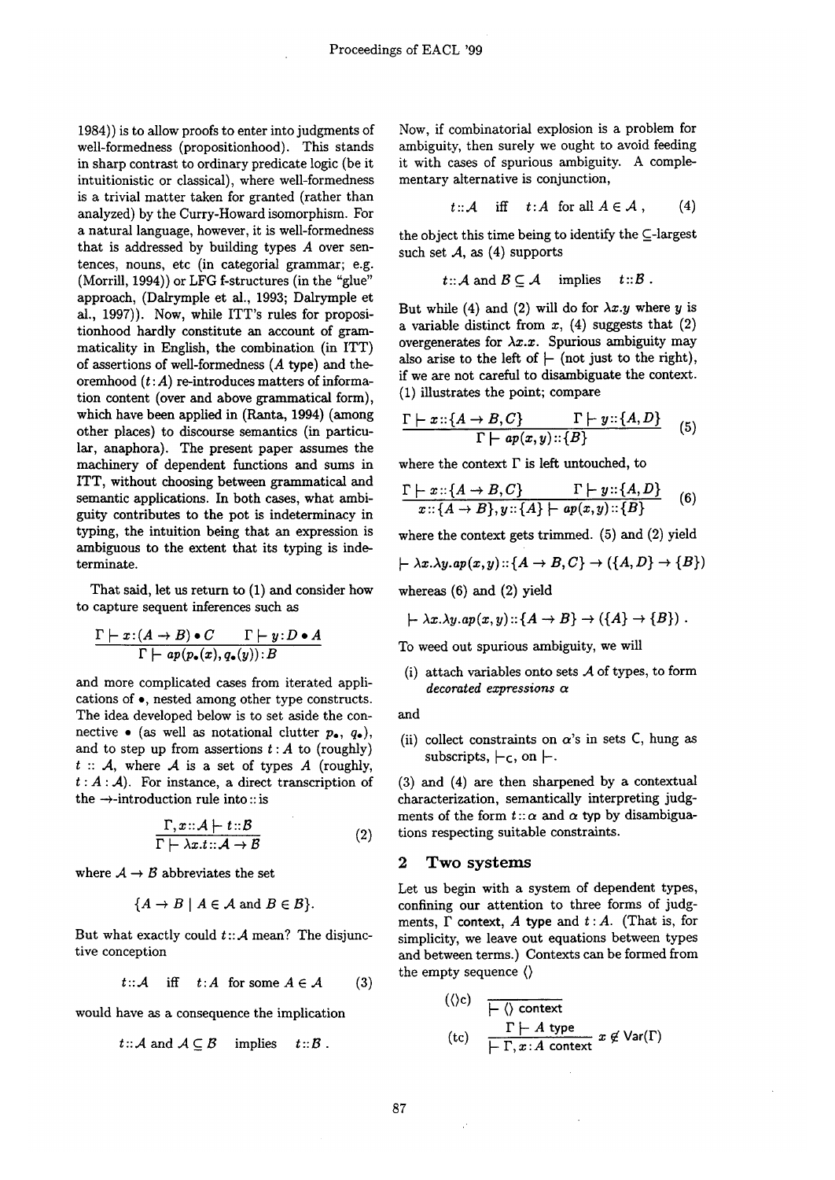1984)) is to allow proofs to enter into judgments of well-formedness (propositionhood). This stands in sharp contrast to ordinary predicate logic (be it intuitionistic or classical), where well-formedness is a trivial matter taken for granted (rather than analyzed) by the Curry-Howard isomorphism. For a natural language, however, it is well-formedness that is addressed by building types $A$ over sentences, nouns, etc (in categorial grammar; e.g. (Morrill, 1994)) or LFG f-structures (in the "glue" approach, (Dalrymple et al., 1993; Dalrymple et al., 1997)). Now, while ITT's rules for propositionhood hardly constitute an account of grammaticality in English, the combination (in ITT) of assertions of well-formedness ($A$ type) and theoremhood ($t : A$) re-introduces matters of information content (over and above grammatical form), which have been applied in (Ranta, 1994) (among other places) to discourse semantics (in particular, anaphora). The present paper assumes the machinery of dependent functions and sums in ITT, without choosing between grammatical and semantic applications. In both cases, what ambiguity contributes to the pot is indeterminacy in typing, the intuition being that an expression is ambiguous to the extent that its typing is indeterminate.

That said, let us return to (1) and consider how to capture sequent inferences such as

$$\frac{\Gamma \vdash x : (A \to B) \bullet C \qquad \Gamma \vdash y : D \bullet A}{\Gamma \vdash ap(p_\bullet(x), q_\bullet(y)) : B}$$

and more complicated cases from iterated applications of $\bullet$, nested among other type constructs. The idea developed below is to set aside the connective $\bullet$ (as well as notational clutter $p_\bullet$, $q_\bullet$), and to step up from assertions $t : A$ to (roughly) $t :: \mathcal{A}$, where $\mathcal{A}$ is a set of types $A$ (roughly, $t : A : \mathcal{A}$). For instance, a direct transcription of the $\to$-introduction rule into $::$ is

$$\frac{\Gamma, x :: \mathcal{A} \vdash t :: \mathcal{B}}{\Gamma \vdash \lambda x.t :: \mathcal{A} \to \mathcal{B}} \tag{2}$$

where $\mathcal{A} \to \mathcal{B}$ abbreviates the set

$$\{A \to B \mid A \in \mathcal{A} \text{ and } B \in \mathcal{B}\}.$$

But what exactly could $t :: \mathcal{A}$ mean? The disjunctive conception

$$t :: \mathcal{A} \quad \text{iff} \quad t : A \text{ for some } A \in \mathcal{A} \tag{3}$$

would have as a consequence the implication

$$t :: \mathcal{A} \text{ and } \mathcal{A} \subseteq \mathcal{B} \quad \text{implies} \quad t :: \mathcal{B}.$$

Now, if combinatorial explosion is a problem for ambiguity, then surely we ought to avoid feeding it with cases of spurious ambiguity. A complementary alternative is conjunction,

$$t :: \mathcal{A} \quad \text{iff} \quad t : A \text{ for all } A \in \mathcal{A}, \tag{4}$$

the object this time being to identify the $\subseteq$-largest such set $\mathcal{A}$, as (4) supports

$$t :: \mathcal{A} \text{ and } \mathcal{B} \subseteq \mathcal{A} \quad \text{implies} \quad t :: \mathcal{B}.$$

But while (4) and (2) will do for $\lambda x.y$ where $y$ is a variable distinct from $x$, (4) suggests that (2) overgenerates for $\lambda x.x$. Spurious ambiguity may also arise to the left of $\vdash$ (not just to the right), if we are not careful to disambiguate the context. (1) illustrates the point; compare

$$\frac{\Gamma \vdash x :: \{A \to B, C\} \qquad \Gamma \vdash y :: \{A, D\}}{\Gamma \vdash ap(x, y) :: \{B\}} \tag{5}$$

where the context $\Gamma$ is left untouched, to

$$\frac{\Gamma \vdash x :: \{A \to B, C\} \qquad \Gamma \vdash y :: \{A, D\}}{x :: \{A \to B\}, y :: \{A\} \vdash ap(x, y) :: \{B\}} \tag{6}$$

where the context gets trimmed. (5) and (2) yield

$$\vdash \lambda x.\lambda y.ap(x, y) :: \{A \to B, C\} \to (\{A, D\} \to \{B\})$$

whereas (6) and (2) yield

$$\vdash \lambda x.\lambda y.ap(x, y) :: \{A \to B\} \to (\{A\} \to \{B\}).$$

To weed out spurious ambiguity, we will

(i) attach variables onto sets $\mathcal{A}$ of types, to form *decorated expressions* $\alpha$

and

(ii) collect constraints on $\alpha$'s in sets $\mathsf{C}$, hung as subscripts, $\vdash_{\mathsf{C}}$, on $\vdash$.

(3) and (4) are then sharpened by a contextual characterization, semantically interpreting judgments of the form $t :: \alpha$ and $\alpha$ typ by disambiguations respecting suitable constraints.

## 2 Two systems

Let us begin with a system of dependent types, confining our attention to three forms of judgments, $\Gamma$ context, $A$ type and $t : A$. (That is, for simplicity, we leave out equations between types and between terms.) Contexts can be formed from the empty sequence $\langle\rangle$

$$(\langle\rangle\text{c}) \quad \frac{}{\vdash \langle\rangle \text{ context}}$$

$$(\text{tc}) \quad \frac{\Gamma \vdash A \text{ type}}{\vdash \Gamma, x : A \text{ context}} \; x \notin \mathsf{Var}(\Gamma)$$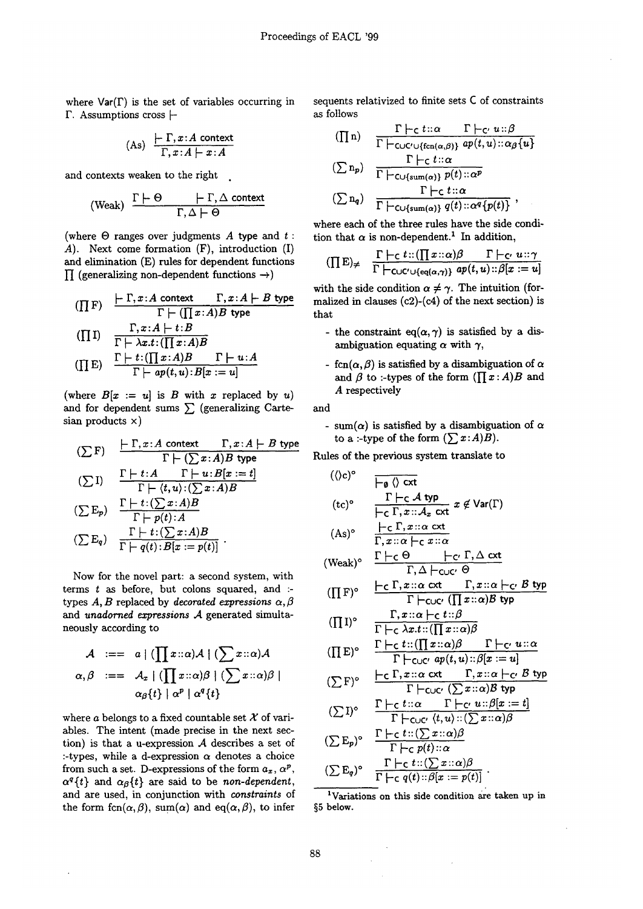where $\mathsf{Var}(\Gamma)$ is the set of variables occurring in $\Gamma$. Assumptions cross $\vdash$

$$(\mathrm{As})\ \frac{\vdash \Gamma, x{:}A \text{ context}}{\Gamma, x{:}A \vdash x{:}A}$$

and contexts weaken to the right

$$(\mathrm{Weak})\ \frac{\Gamma \vdash \Theta \qquad \vdash \Gamma, \Delta \text{ context}}{\Gamma, \Delta \vdash \Theta}$$

(where $\Theta$ ranges over judgments $A$ type and $t$ : $A$). Next come formation (F), introduction (I) and elimination (E) rules for dependent functions $\prod$ (generalizing non-dependent functions $\rightarrow$)

$$(\textstyle\prod \mathrm{F})\ \frac{\vdash \Gamma, x{:}A \text{ context} \qquad \Gamma, x{:}A \vdash B \text{ type}}{\Gamma \vdash (\prod x{:}A)B \text{ type}}$$

$$(\textstyle\prod \mathrm{I})\ \frac{\Gamma, x{:}A \vdash t{:}B}{\Gamma \vdash \lambda x.t{:}(\prod x{:}A)B}$$

$$(\textstyle\prod \mathrm{E})\ \frac{\Gamma \vdash t{:}(\prod x{:}A)B \qquad \Gamma \vdash u{:}A}{\Gamma \vdash ap(t,u){:}B[x := u]}$$

(where $B[x := u]$ is $B$ with $x$ replaced by $u$) and for dependent sums $\sum$ (generalizing Cartesian products $\times$)

$$(\textstyle\sum \mathrm{F})\ \frac{\vdash \Gamma, x{:}A \text{ context} \qquad \Gamma, x{:}A \vdash B \text{ type}}{\Gamma \vdash (\sum x{:}A)B \text{ type}}$$

$$(\textstyle\sum \mathrm{I})\ \frac{\Gamma \vdash t{:}A \qquad \Gamma \vdash u{:}B[x := t]}{\Gamma \vdash \langle t,u\rangle{:}(\sum x{:}A)B}$$

$$(\textstyle\sum \mathrm{E}_p)\ \frac{\Gamma \vdash t{:}(\sum x{:}A)B}{\Gamma \vdash p(t){:}A}$$

$$(\textstyle\sum \mathrm{E}_q)\ \frac{\Gamma \vdash t{:}(\sum x{:}A)B}{\Gamma \vdash q(t){:}B[x := p(t)]}\ .$$

Now for the novel part: a second system, with terms $t$ as before, but colons squared, and :-types $A, B$ replaced by *decorated expressions* $\alpha, \beta$ and *unadorned expressions* $\mathcal{A}$ generated simultaneously according to

$$\mathcal{A} \ ::== \ a \mid (\textstyle\prod x{::}\alpha)\mathcal{A} \mid (\sum x{::}\alpha)\mathcal{A}$$

$$\alpha, \beta \ ::== \ \mathcal{A}_x \mid (\textstyle\prod x{::}\alpha)\beta \mid (\sum x{::}\alpha)\beta \mid \alpha_\beta\{t\} \mid \alpha^p \mid \alpha^q\{t\}$$

where $a$ belongs to a fixed countable set $\mathcal{X}$ of variables. The intent (made precise in the next section) is that a u-expression $\mathcal{A}$ describes a set of :-types, while a d-expression $\alpha$ denotes a choice from such a set. D-expressions of the form $a_x$, $\alpha^p$, $\alpha^q\{t\}$ and $\alpha_\beta\{t\}$ are said to be *non-dependent*, and are used, in conjunction with *constraints* of the form $\mathsf{fcn}(\alpha,\beta)$, $\mathsf{sum}(\alpha)$ and $\mathsf{eq}(\alpha,\beta)$, to infer sequents relativized to finite sets $\mathsf{C}$ of constraints as follows

$$(\textstyle\prod \mathrm{n})\ \frac{\Gamma \vdash_{\mathsf{C}} t{::}\alpha \qquad \Gamma \vdash_{\mathsf{C}'} u{::}\beta}{\Gamma \vdash_{\mathsf{C}\cup\mathsf{C}'\cup\{\mathsf{fcn}(\alpha,\beta)\}} ap(t,u){::}\alpha_\beta\{u\}}$$

$$(\textstyle\sum \mathrm{n}_p)\ \frac{\Gamma \vdash_{\mathsf{C}} t{::}\alpha}{\Gamma \vdash_{\mathsf{C}\cup\{\mathsf{sum}(\alpha)\}} p(t){::}\alpha^p}$$

$$(\textstyle\sum \mathrm{n}_q)\ \frac{\Gamma \vdash_{\mathsf{C}} t{::}\alpha}{\Gamma \vdash_{\mathsf{C}\cup\{\mathsf{sum}(\alpha)\}} q(t){::}\alpha^q\{p(t)\}}\ ,$$

where each of the three rules have the side condition that $\alpha$ is non-dependent.[1] In addition,

$$(\textstyle\prod \mathrm{E})_{\neq}\ \frac{\Gamma \vdash_{\mathsf{C}} t{::}(\prod x{::}\alpha)\beta \qquad \Gamma \vdash_{\mathsf{C}'} u{::}\gamma}{\Gamma \vdash_{\mathsf{C}\cup\mathsf{C}'\cup\{\mathsf{eq}(\alpha,\gamma)\}} ap(t,u){::}\beta[x := u]}$$

with the side condition $\alpha \neq \gamma$. The intuition (formalized in clauses (c2)-(c4) of the next section) is that

- the constraint $\mathsf{eq}(\alpha,\gamma)$ is satisfied by a disambiguation equating $\alpha$ with $\gamma$,
- $\mathsf{fcn}(\alpha,\beta)$ is satisfied by a disambiguation of $\alpha$ and $\beta$ to :-types of the form $(\prod x{:}A)B$ and $A$ respectively

and

- $\mathsf{sum}(\alpha)$ is satisfied by a disambiguation of $\alpha$ to a :-type of the form $(\sum x{:}A)B$).

Rules of the previous system translate to

$$(\langle\rangle\mathrm{c})^\circ\ \frac{}{\vdash_{\emptyset} \langle\rangle \text{ cxt}}$$

$$(\mathrm{tc})^\circ\ \frac{\Gamma \vdash_{\mathsf{C}} \mathcal{A} \text{ typ}}{\vdash_{\mathsf{C}} \Gamma, x{::}\mathcal{A}_x \text{ cxt}}\ x \notin \mathsf{Var}(\Gamma)$$

$$(\mathrm{As})^\circ\ \frac{\vdash_{\mathsf{C}} \Gamma, x{::}\alpha \text{ cxt}}{\Gamma, x{::}\alpha \vdash_{\mathsf{C}} x{::}\alpha}$$

$$(\mathrm{Weak})^\circ\ \frac{\Gamma \vdash_{\mathsf{C}} \Theta \qquad \vdash_{\mathsf{C}'} \Gamma, \Delta \text{ cxt}}{\Gamma, \Delta \vdash_{\mathsf{C}\cup\mathsf{C}'} \Theta}$$

$$(\textstyle\prod \mathrm{F})^\circ\ \frac{\vdash_{\mathsf{C}} \Gamma, x{::}\alpha \text{ cxt} \qquad \Gamma, x{::}\alpha \vdash_{\mathsf{C}'} \mathcal{B} \text{ typ}}{\Gamma \vdash_{\mathsf{C}\cup\mathsf{C}'} (\prod x{::}\alpha)\mathcal{B} \text{ typ}}$$

$$(\textstyle\prod \mathrm{I})^\circ\ \frac{\Gamma, x{::}\alpha \vdash_{\mathsf{C}} t{::}\beta}{\Gamma \vdash_{\mathsf{C}} \lambda x.t{::}(\prod x{::}\alpha)\beta}$$

$$(\textstyle\prod \mathrm{E})^\circ\ \frac{\Gamma \vdash_{\mathsf{C}} t{::}(\prod x{::}\alpha)\beta \qquad \Gamma \vdash_{\mathsf{C}'} u{::}\alpha}{\Gamma \vdash_{\mathsf{C}\cup\mathsf{C}'} ap(t,u){::}\beta[x := u]}$$

$$(\textstyle\sum \mathrm{F})^\circ\ \frac{\vdash_{\mathsf{C}} \Gamma, x{::}\alpha \text{ cxt} \qquad \Gamma, x{::}\alpha \vdash_{\mathsf{C}'} \mathcal{B} \text{ typ}}{\Gamma \vdash_{\mathsf{C}\cup\mathsf{C}'} (\sum x{::}\alpha)\mathcal{B} \text{ typ}}$$

$$(\textstyle\sum \mathrm{I})^\circ\ \frac{\Gamma \vdash_{\mathsf{C}} t{::}\alpha \qquad \Gamma \vdash_{\mathsf{C}'} u{::}\beta[x := t]}{\Gamma \vdash_{\mathsf{C}\cup\mathsf{C}'} \langle t,u\rangle{::}(\sum x{::}\alpha)\beta}$$

$$(\textstyle\sum \mathrm{E}_p)^\circ\ \frac{\Gamma \vdash_{\mathsf{C}} t{::}(\sum x{::}\alpha)\beta}{\Gamma \vdash_{\mathsf{C}} p(t){::}\alpha}$$

$$(\textstyle\sum \mathrm{E}_q)^\circ\ \frac{\Gamma \vdash_{\mathsf{C}} t{::}(\sum x{::}\alpha)\beta}{\Gamma \vdash_{\mathsf{C}} q(t){::}\beta[x := p(t)]}\ .$$

[1] Variations on this side condition are taken up in §5 below.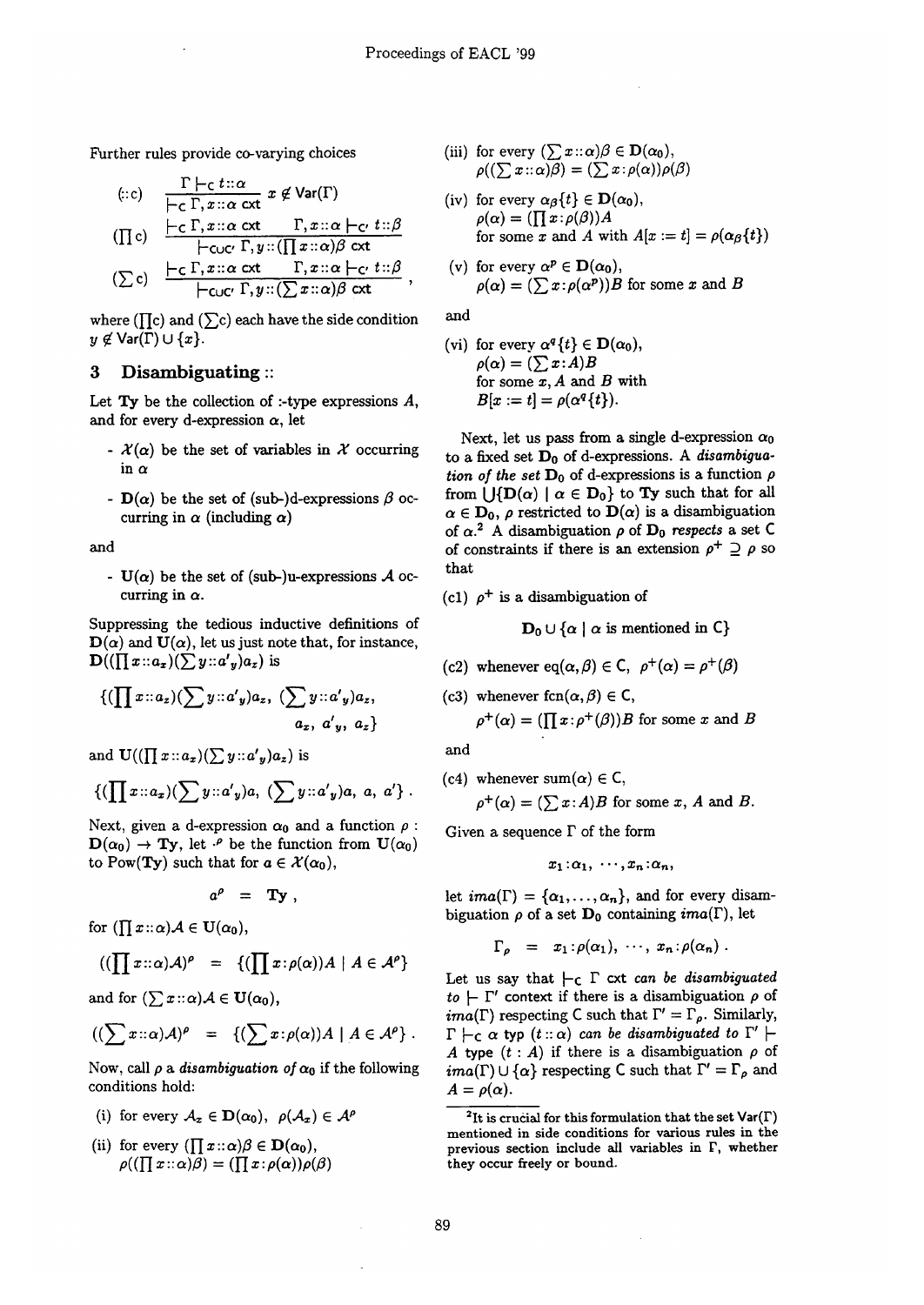Further rules provide co-varying choices

$$(::c) \quad \frac{\Gamma \vdash_{\mathsf{C}} t :: \alpha}{\vdash_{\mathsf{C}} \Gamma, x :: \alpha \text{ cxt}} \; x \notin \mathsf{Var}(\Gamma)$$

$$(\textstyle\prod c) \quad \frac{\vdash_{\mathsf{C}} \Gamma, x :: \alpha \text{ cxt} \qquad \Gamma, x :: \alpha \vdash_{\mathsf{C}'} t :: \beta}{\vdash_{\mathsf{C} \cup \mathsf{C}'} \Gamma, y :: (\prod x :: \alpha)\beta \text{ cxt}}$$

$$(\textstyle\sum c) \quad \frac{\vdash_{\mathsf{C}} \Gamma, x :: \alpha \text{ cxt} \qquad \Gamma, x :: \alpha \vdash_{\mathsf{C}'} t :: \beta}{\vdash_{\mathsf{C} \cup \mathsf{C}'} \Gamma, y :: (\sum x :: \alpha)\beta \text{ cxt}} ,$$

where $(\prod c)$ and $(\sum c)$ each have the side condition $y \notin \mathsf{Var}(\Gamma) \cup \{x\}$.

## 3 Disambiguating ::

Let **Ty** be the collection of :-type expressions $A$, and for every d-expression $\alpha$, let

- $\mathcal{X}(\alpha)$ be the set of variables in $\mathcal{X}$ occurring in $\alpha$
- $\mathbf{D}(\alpha)$ be the set of (sub-)d-expressions $\beta$ occurring in $\alpha$ (including $\alpha$)

and

- $\mathbf{U}(\alpha)$ be the set of (sub-)u-expressions $\mathcal{A}$ occurring in $\alpha$.

Suppressing the tedious inductive definitions of $\mathbf{D}(\alpha)$ and $\mathbf{U}(\alpha)$, let us just note that, for instance, $\mathbf{D}((\prod x :: a_x)(\sum y :: a'_y)a_z)$ is

$$\{(\textstyle\prod x :: a_x)(\sum y :: a'_y)a_z,\ (\sum y :: a'_y)a_z,\ a_x,\ a'_y,\ a_z\}$$

and $\mathbf{U}((\prod x :: a_x)(\sum y :: a'_y)a_z)$ is

$$\{(\textstyle\prod x :: a_x)(\sum y :: a'_y)a,\ (\sum y :: a'_y)a,\ a,\ a'\} .$$

Next, given a d-expression $\alpha_0$ and a function $\rho : \mathbf{D}(\alpha_0) \to \mathbf{Ty}$, let $\cdot^\rho$ be the function from $\mathbf{U}(\alpha_0)$ to $\mathrm{Pow}(\mathbf{Ty})$ such that for $a \in \mathcal{X}(\alpha_0)$,

$$a^\rho \; = \; \mathbf{Ty} ,$$

for $(\prod x :: \alpha)\mathcal{A} \in \mathbf{U}(\alpha_0)$,

$$((\textstyle\prod x :: \alpha)\mathcal{A})^\rho \; = \; \{(\prod x : \rho(\alpha))A \mid A \in \mathcal{A}^\rho\}$$

and for $(\sum x :: \alpha)\mathcal{A} \in \mathbf{U}(\alpha_0)$,

$$((\textstyle\sum x :: \alpha)\mathcal{A})^\rho \; = \; \{(\sum x : \rho(\alpha))A \mid A \in \mathcal{A}^\rho\} .$$

Now, call $\rho$ a *disambiguation of* $\alpha_0$ if the following conditions hold:

(i) for every $\mathcal{A}_x \in \mathbf{D}(\alpha_0)$, $\rho(\mathcal{A}_x) \in \mathcal{A}^\rho$

(ii) for every $(\prod x :: \alpha)\beta \in \mathbf{D}(\alpha_0)$, $\rho((\prod x :: \alpha)\beta) = (\prod x : \rho(\alpha))\rho(\beta)$

(iii) for every $(\sum x :: \alpha)\beta \in \mathbf{D}(\alpha_0)$, $\rho((\sum x :: \alpha)\beta) = (\sum x : \rho(\alpha))\rho(\beta)$

(iv) for every $\alpha_\beta\{t\} \in \mathbf{D}(\alpha_0)$, $\rho(\alpha) = (\prod x : \rho(\beta))A$ for some $x$ and $A$ with $A[x := t] = \rho(\alpha_\beta\{t\})$

(v) for every $\alpha^p \in \mathbf{D}(\alpha_0)$, $\rho(\alpha) = (\sum x : \rho(\alpha^p))B$ for some $x$ and $B$

and

(vi) for every $\alpha^q\{t\} \in \mathbf{D}(\alpha_0)$, $\rho(\alpha) = (\sum x : A)B$ for some $x$, $A$ and $B$ with $B[x := t] = \rho(\alpha^q\{t\})$.

Next, let us pass from a single d-expression $\alpha_0$ to a fixed set $\mathbf{D}_0$ of d-expressions. A *disambiguation of the set* $\mathbf{D}_0$ of d-expressions is a function $\rho$ from $\bigcup\{\mathbf{D}(\alpha) \mid \alpha \in \mathbf{D}_0\}$ to $\mathbf{Ty}$ such that for all $\alpha \in \mathbf{D}_0$, $\rho$ restricted to $\mathbf{D}(\alpha)$ is a disambiguation of $\alpha$.[2] A disambiguation $\rho$ of $\mathbf{D}_0$ *respects* a set $\mathsf{C}$ of constraints if there is an extension $\rho^+ \supseteq \rho$ so that

(c1) $\rho^+$ is a disambiguation of

$$\mathbf{D}_0 \cup \{\alpha \mid \alpha \text{ is mentioned in } \mathsf{C}\}$$

(c2) whenever $\mathrm{eq}(\alpha, \beta) \in \mathsf{C}$, $\rho^+(\alpha) = \rho^+(\beta)$

(c3) whenever $\mathrm{fcn}(\alpha, \beta) \in \mathsf{C}$, $\rho^+(\alpha) = (\prod x : \rho^+(\beta))B$ for some $x$ and $B$

and

(c4) whenever $\mathrm{sum}(\alpha) \in \mathsf{C}$, $\rho^+(\alpha) = (\sum x : A)B$ for some $x$, $A$ and $B$.

Given a sequence $\Gamma$ of the form

$$x_1 : \alpha_1, \; \cdots, x_n : \alpha_n ,$$

let $\mathit{ima}(\Gamma) = \{\alpha_1, \ldots, \alpha_n\}$, and for every disambiguation $\rho$ of a set $\mathbf{D}_0$ containing $\mathit{ima}(\Gamma)$, let

$$\Gamma_\rho \; = \; x_1 : \rho(\alpha_1), \; \cdots, \; x_n : \rho(\alpha_n) .$$

Let us say that $\vdash_{\mathsf{C}} \Gamma$ cxt *can be disambiguated to* $\vdash \Gamma'$ context if there is a disambiguation $\rho$ of $\mathit{ima}(\Gamma)$ respecting $\mathsf{C}$ such that $\Gamma' = \Gamma_\rho$. Similarly, $\Gamma \vdash_{\mathsf{C}} \alpha$ typ $(t :: \alpha)$ *can be disambiguated to* $\Gamma' \vdash A$ type $(t : A)$ if there is a disambiguation $\rho$ of $\mathit{ima}(\Gamma) \cup \{\alpha\}$ respecting $\mathsf{C}$ such that $\Gamma' = \Gamma_\rho$ and $A = \rho(\alpha)$.

[2] It is crucial for this formulation that the set $\mathsf{Var}(\Gamma)$ mentioned in side conditions for various rules in the previous section include all variables in $\Gamma$, whether they occur freely or bound.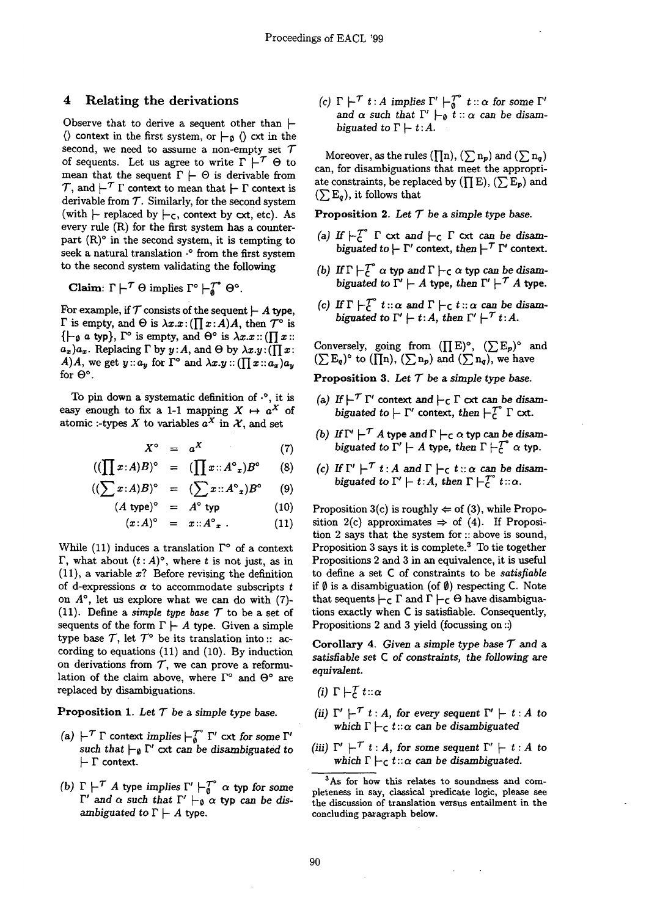## 4 Relating the derivations

Observe that to derive a sequent other than $\vdash \langle\rangle$ context in the first system, or $\vdash_\emptyset \langle\rangle$ cxt in the second, we need to assume a non-empty set $\mathcal{T}$ of sequents. Let us agree to write $\Gamma \vdash^{\mathcal{T}} \Theta$ to mean that the sequent $\Gamma \vdash \Theta$ is derivable from $\mathcal{T}$, and $\vdash^{\mathcal{T}} \Gamma$ context to mean that $\vdash \Gamma$ context is derivable from $\mathcal{T}$. Similarly, for the second system (with $\vdash$ replaced by $\vdash_{\mathsf{C}}$, context by cxt, etc). As every rule (R) for the first system has a counterpart $(\mathrm{R})^\circ$ in the second system, it is tempting to seek a natural translation $\cdot^\circ$ from the first system to the second system validating the following

**Claim**: $\Gamma \vdash^{\mathcal{T}} \Theta$ implies $\Gamma^\circ \vdash^{\mathcal{T}^\circ}_\emptyset \Theta^\circ$.

For example, if $\mathcal{T}$ consists of the sequent $\vdash A$ type, $\Gamma$ is empty, and $\Theta$ is $\lambda x.x : (\prod x : A)A$, then $\mathcal{T}^\circ$ is $\{\vdash_\emptyset a \text{ typ}\}$, $\Gamma^\circ$ is empty, and $\Theta^\circ$ is $\lambda x.x :: (\prod x :: a_x)a_x$. Replacing $\Gamma$ by $y : A$, and $\Theta$ by $\lambda x.y : (\prod x : A)A$, we get $y :: a_y$ for $\Gamma^\circ$ and $\lambda x.y :: (\prod x :: a_x)a_y$ for $\Theta^\circ$.

To pin down a systematic definition of $\cdot^\circ$, it is easy enough to fix a 1-1 mapping $X \mapsto a^X$ of atomic :-types $X$ to variables $a^X$ in $\mathcal{X}$, and set

$$X^\circ = a^X \quad (7)$$

$$((\textstyle\prod x : A)B)^\circ = (\textstyle\prod x :: A^\circ{}_x)B^\circ \quad (8)$$

$$((\textstyle\sum x : A)B)^\circ = (\textstyle\sum x :: A^\circ{}_x)B^\circ \quad (9)$$

$$(A \text{ type})^\circ = A^\circ \text{ typ} \quad (10)$$

$$(x : A)^\circ = x :: A^\circ{}_x \,. \quad (11)$$

While (11) induces a translation $\Gamma^\circ$ of a context $\Gamma$, what about $(t : A)^\circ$, where $t$ is not just, as in (11), a variable $x$? Before revising the definition of d-expressions $\alpha$ to accommodate subscripts $t$ on $A^\circ$, let us explore what we can do with (7)-(11). Define a *simple type base* $\mathcal{T}$ to be a set of sequents of the form $\Gamma \vdash A$ type. Given a simple type base $\mathcal{T}$, let $\mathcal{T}^\circ$ be its translation into :: according to equations (11) and (10). By induction on derivations from $\mathcal{T}$, we can prove a reformulation of the claim above, where $\Gamma^\circ$ and $\Theta^\circ$ are replaced by disambiguations.

**Proposition 1.** *Let $\mathcal{T}$ be a simple type base.*

*(a) $\vdash^{\mathcal{T}} \Gamma$ context implies $\vdash^{\mathcal{T}^\circ}_\emptyset \Gamma'$ cxt for some $\Gamma'$ such that $\vdash_\emptyset \Gamma'$ cxt can be disambiguated to $\vdash \Gamma$ context.*

*(b) $\Gamma \vdash^{\mathcal{T}} A$ type implies $\Gamma' \vdash^{\mathcal{T}^\circ}_\emptyset \alpha$ typ for some $\Gamma'$ and $\alpha$ such that $\Gamma' \vdash_\emptyset \alpha$ typ can be disambiguated to $\Gamma \vdash A$ type.*

*(c) $\Gamma \vdash^{\mathcal{T}} t : A$ implies $\Gamma' \vdash^{\mathcal{T}^\circ}_\emptyset t :: \alpha$ for some $\Gamma'$ and $\alpha$ such that $\Gamma' \vdash_\emptyset t :: \alpha$ can be disambiguated to $\Gamma \vdash t : A$.*

Moreover, as the rules $(\prod \mathrm{n})$, $(\sum \mathrm{n}_p)$ and $(\sum \mathrm{n}_q)$ can, for disambiguations that meet the appropriate constraints, be replaced by $(\prod \mathrm{E})$, $(\sum \mathrm{E}_p)$ and $(\sum \mathrm{E}_q)$, it follows that

**Proposition 2.** *Let $\mathcal{T}$ be a simple type base.*

*(a) If $\vdash^{\mathcal{T}^\circ}_{\mathsf{C}} \Gamma$ cxt and $\vdash_{\mathsf{C}} \Gamma$ cxt can be disambiguated to $\vdash \Gamma'$ context, then $\vdash^{\mathcal{T}} \Gamma'$ context.*

*(b) If $\Gamma \vdash^{\mathcal{T}^\circ}_{\mathsf{C}} \alpha$ typ and $\Gamma \vdash_{\mathsf{C}} \alpha$ typ can be disambiguated to $\Gamma' \vdash A$ type, then $\Gamma' \vdash^{\mathcal{T}} A$ type.*

*(c) If $\Gamma \vdash^{\mathcal{T}^\circ}_{\mathsf{C}} t :: \alpha$ and $\Gamma \vdash_{\mathsf{C}} t :: \alpha$ can be disambiguated to $\Gamma' \vdash t : A$, then $\Gamma' \vdash^{\mathcal{T}} t : A$.*

Conversely, going from $(\prod \mathrm{E})^\circ$, $(\sum \mathrm{E}_p)^\circ$ and $(\sum \mathrm{E}_q)^\circ$ to $(\prod \mathrm{n})$, $(\sum \mathrm{n}_p)$ and $(\sum \mathrm{n}_q)$, we have

**Proposition 3.** *Let $\mathcal{T}$ be a simple type base.*

*(a) If $\vdash^{\mathcal{T}} \Gamma'$ context and $\vdash_{\mathsf{C}} \Gamma$ cxt can be disambiguated to $\vdash \Gamma'$ context, then $\vdash^{\mathcal{T}^\circ}_{\mathsf{C}} \Gamma$ cxt.*

*(b) If $\Gamma' \vdash^{\mathcal{T}} A$ type and $\Gamma \vdash_{\mathsf{C}} \alpha$ typ can be disambiguated to $\Gamma' \vdash A$ type, then $\Gamma \vdash^{\mathcal{T}^\circ}_{\mathsf{C}} \alpha$ typ.*

*(c) If $\Gamma' \vdash^{\mathcal{T}} t : A$ and $\Gamma \vdash_{\mathsf{C}} t :: \alpha$ can be disambiguated to $\Gamma' \vdash t : A$, then $\Gamma \vdash^{\mathcal{T}^\circ}_{\mathsf{C}} t :: \alpha$.*

Proposition 3(c) is roughly $\Leftarrow$ of (3), while Proposition 2(c) approximates $\Rightarrow$ of (4). If Proposition 2 says that the system for :: above is sound, Proposition 3 says it is complete.[3] To tie together Propositions 2 and 3 in an equivalence, it is useful to define a set $\mathsf{C}$ of constraints to be *satisfiable* if $\emptyset$ is a disambiguation (of $\emptyset$) respecting $\mathsf{C}$. Note that sequents $\vdash_{\mathsf{C}} \Gamma$ and $\Gamma \vdash_{\mathsf{C}} \Theta$ have disambiguations exactly when $\mathsf{C}$ is satisfiable. Consequently, Propositions 2 and 3 yield (focussing on ::)

**Corollary 4.** *Given a simple type base $\mathcal{T}$ and a satisfiable set $\mathsf{C}$ of constraints, the following are equivalent.*

*(i) $\Gamma \vdash^{\mathcal{T}}_{\mathsf{C}} t :: \alpha$*

*(ii) $\Gamma' \vdash^{\mathcal{T}} t : A$, for every sequent $\Gamma' \vdash t : A$ to which $\Gamma \vdash_{\mathsf{C}} t :: \alpha$ can be disambiguated*

*(iii) $\Gamma' \vdash^{\mathcal{T}} t : A$, for some sequent $\Gamma' \vdash t : A$ to which $\Gamma \vdash_{\mathsf{C}} t :: \alpha$ can be disambiguated.*

[3] As for how this relates to soundness and completeness in say, classical predicate logic, please see the discussion of translation versus entailment in the concluding paragraph below.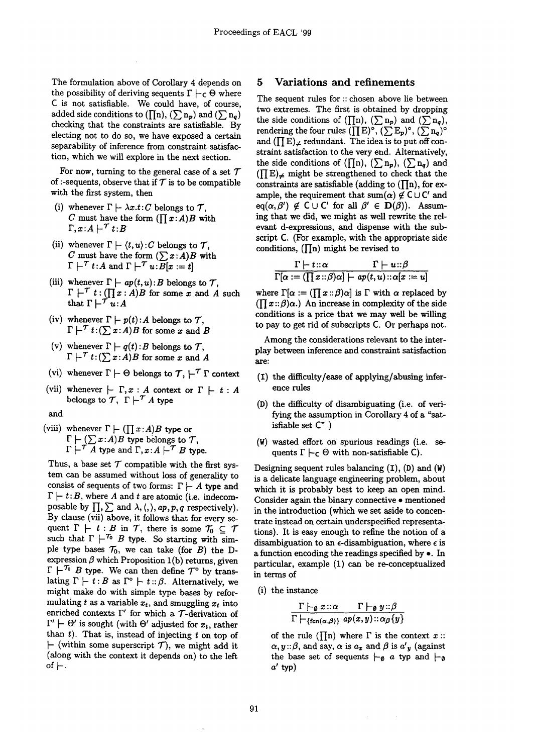The formulation above of Corollary 4 depends on the possibility of deriving sequents $\Gamma \vdash_{\mathsf{C}} \Theta$ where $\mathsf{C}$ is not satisfiable. We could have, of course, added side conditions to $(\prod \mathrm{n})$, $(\sum \mathrm{n}_p)$ and $(\sum \mathrm{n}_q)$ checking that the constraints are satisfiable. By electing not to do so, we have exposed a certain separability of inference from constraint satisfaction, which we will explore in the next section.

For now, turning to the general case of a set $\mathcal{T}$ of :-sequents, observe that if $\mathcal{T}$ is to be compatible with the first system, then

(i) whenever $\Gamma \vdash \lambda x.t : C$ belongs to $\mathcal{T}$, $C$ must have the form $(\prod x{:}A)B$ with $\Gamma, x{:}A \vdash^{\mathcal{T}} t{:}B$

(ii) whenever $\Gamma \vdash \langle t, u \rangle : C$ belongs to $\mathcal{T}$, $C$ must have the form $(\sum x{:}A)B$ with $\Gamma \vdash^{\mathcal{T}} t{:}A$ and $\Gamma \vdash^{\mathcal{T}} u{:}B[x := t]$

(iii) whenever $\Gamma \vdash ap(t,u) : B$ belongs to $\mathcal{T}$, $\Gamma \vdash^{\mathcal{T}} t : (\prod x : A)B$ for some $x$ and $A$ such that $\Gamma \vdash^{\mathcal{T}} u : A$

(iv) whenever $\Gamma \vdash p(t) : A$ belongs to $\mathcal{T}$, $\Gamma \vdash^{\mathcal{T}} t{:}(\sum x{:}A)B$ for some $x$ and $B$

(v) whenever $\Gamma \vdash q(t) : B$ belongs to $\mathcal{T}$, $\Gamma \vdash^{\mathcal{T}} t{:}(\sum x{:}A)B$ for some $x$ and $A$

(vi) whenever $\Gamma \vdash \Theta$ belongs to $\mathcal{T}$, $\vdash^{\mathcal{T}} \Gamma$ context

(vii) whenever $\vdash \Gamma, x : A$ context or $\Gamma \vdash t : A$ belongs to $\mathcal{T}$, $\Gamma \vdash^{\mathcal{T}} A$ type

and

(viii) whenever $\Gamma \vdash (\prod x{:}A)B$ type or $\Gamma \vdash (\sum x{:}A)B$ type belongs to $\mathcal{T}$, $\Gamma \vdash^{\mathcal{T}} A$ type and $\Gamma, x{:}A \vdash^{\mathcal{T}} B$ type.

Thus, a base set $\mathcal{T}$ compatible with the first system can be assumed without loss of generality to consist of sequents of two forms: $\Gamma \vdash A$ type and $\Gamma \vdash t{:}B$, where $A$ and $t$ are atomic (i.e. indecomposable by $\prod, \sum$ and $\lambda, \langle,\rangle, ap, p, q$ respectively). By clause (vii) above, it follows that for every sequent $\Gamma \vdash t : B$ in $\mathcal{T}$, there is some $\mathcal{T}_0 \subseteq \mathcal{T}$ such that $\Gamma \vdash^{\mathcal{T}_0} B$ type. So starting with simple type bases $\mathcal{T}_0$, we can take (for $B$) the D-expression $\beta$ which Proposition 1(b) returns, given $\Gamma \vdash^{\mathcal{T}_0} B$ type. We can then define $\mathcal{T}^\circ$ by translating $\Gamma \vdash t : B$ as $\Gamma^\circ \vdash t :: \beta$. Alternatively, we might make do with simple type bases by reformulating $t$ as a variable $x_t$, and smuggling $x_t$ into enriched contexts $\Gamma'$ for which a $\mathcal{T}$-derivation of $\Gamma' \vdash \Theta'$ is sought (with $\Theta'$ adjusted for $x_t$, rather than $t$). That is, instead of injecting $t$ on top of $\vdash$ (within some superscript $\mathcal{T}$), we might add it (along with the context it depends on) to the left of $\vdash$.

## 5 Variations and refinements

The sequent rules for :: chosen above lie between two extremes. The first is obtained by dropping the side conditions of $(\prod \mathrm{n})$, $(\sum \mathrm{n}_p)$ and $(\sum \mathrm{n}_q)$, rendering the four rules $(\prod \mathrm{E})^\circ$, $(\sum \mathrm{E}_p)^\circ$, $(\sum \mathrm{n}_q)^\circ$ and $(\prod \mathrm{E})_{\neq}$ redundant. The idea is to put off constraint satisfaction to the very end. Alternatively, the side conditions of $(\prod \mathrm{n})$, $(\sum \mathrm{n}_p)$, $(\sum \mathrm{n}_q)$ and $(\prod \mathrm{E})_{\neq}$ might be strengthened to check that the constraints are satisfiable (adding to $(\prod \mathrm{n})$, for example, the requirement that $\mathrm{sum}(\alpha) \notin \mathsf{C} \cup \mathsf{C}'$ and $\mathrm{eq}(\alpha, \beta') \notin \mathsf{C} \cup \mathsf{C}'$ for all $\beta' \in \mathbf{D}(\beta)$). Assuming that we did, we might as well rewrite the relevant d-expressions, and dispense with the subscript $\mathsf{C}$. (For example, with the appropriate side conditions, $(\prod \mathrm{n})$ might be revised to

$$\frac{\Gamma \vdash t{::}\alpha \qquad \Gamma \vdash u{::}\beta}{\Gamma[\alpha := (\prod x{::}\beta)\alpha] \vdash ap(t,u){::}\alpha[x := u]}$$

where $\Gamma[\alpha := (\prod x{::}\beta)\alpha]$ is $\Gamma$ with $\alpha$ replaced by $(\prod x{::}\beta)\alpha$.) An increase in complexity of the side conditions is a price that we may well be willing to pay to get rid of subscripts $\mathsf{C}$. Or perhaps not.

Among the considerations relevant to the interplay between inference and constraint satisfaction are:

(I) the difficulty/ease of applying/abusing inference rules

(D) the difficulty of disambiguating (i.e. of verifying the assumption in Corollary 4 of a "satisfiable set $\mathsf{C}$")

(W) wasted effort on spurious readings (i.e. sequents $\Gamma \vdash_{\mathsf{C}} \Theta$ with non-satisfiable $\mathsf{C}$).

Designing sequent rules balancing (I), (D) and (W) is a delicate language engineering problem, about which it is probably best to keep an open mind. Consider again the binary connective $\bullet$ mentioned in the introduction (which we set aside to concentrate instead on certain underspecified representations). It is easy enough to refine the notion of a disambiguation to an $\epsilon$-disambiguation, where $\epsilon$ is a function encoding the readings specified by $\bullet$. In particular, example (1) can be re-conceptualized in terms of

(i) the instance

$$\frac{\Gamma \vdash_{\emptyset} x{::}\alpha \qquad \Gamma \vdash_{\emptyset} y{::}\beta}{\Gamma \vdash_{\{\mathrm{fcn}(\alpha,\beta)\}} ap(x,y){::}\alpha_\beta\{y\}}$$

of the rule $(\prod \mathrm{n})$ where $\Gamma$ is the context $x :: \alpha, y{::}\beta$, and say, $\alpha$ is $a_x$ and $\beta$ is $a'_y$ (against the base set of sequents $\vdash_{\emptyset} a$ typ and $\vdash_{\emptyset} a'$ typ)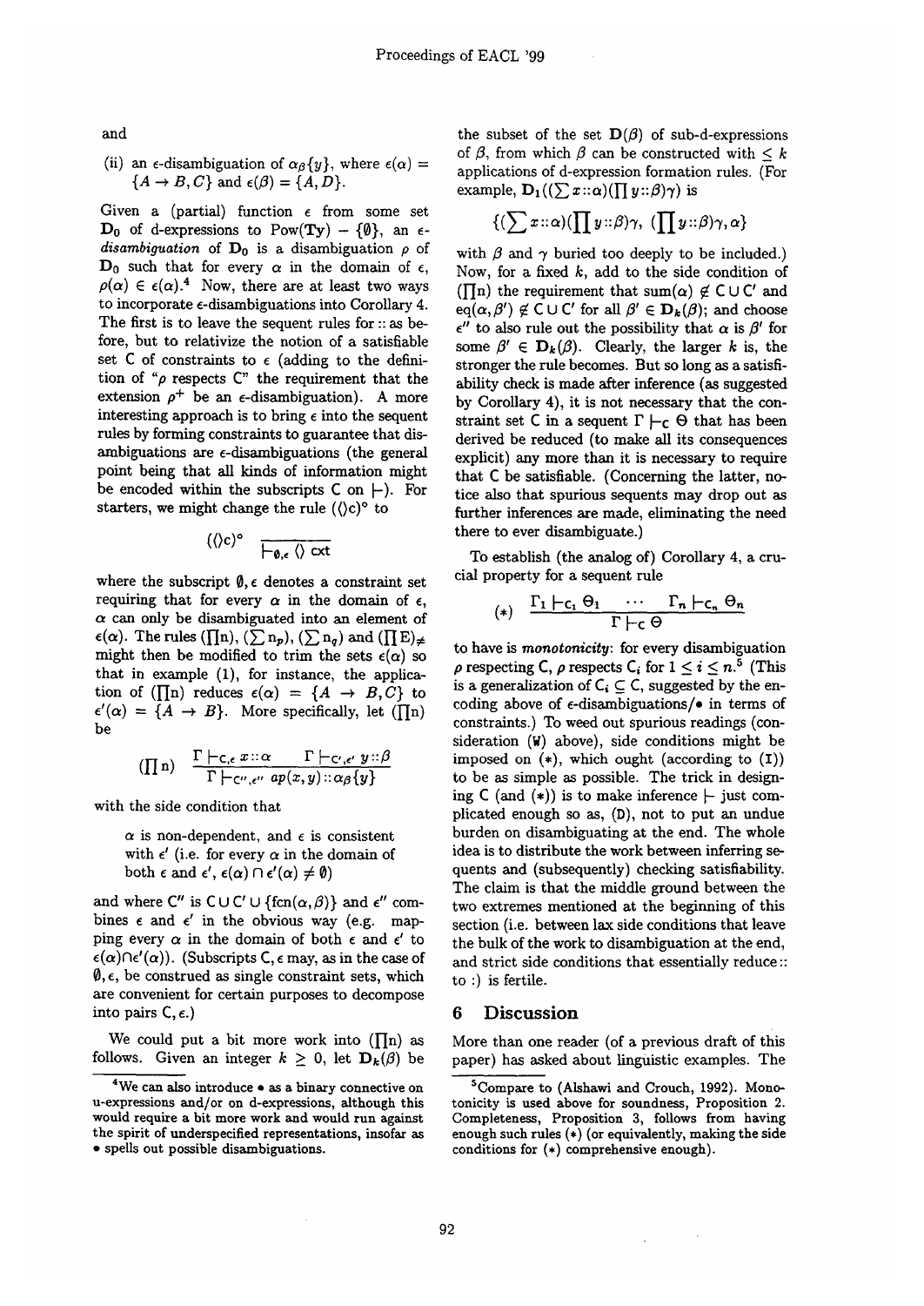and

(ii) an $\epsilon$-disambiguation of $\alpha_\beta\{y\}$, where $\epsilon(\alpha) = \{A \to B, C\}$ and $\epsilon(\beta) = \{A, D\}$.

Given a (partial) function $\epsilon$ from some set $\mathbf{D}_0$ of d-expressions to $\text{Pow}(\mathbf{Ty}) - \{\emptyset\}$, an *$\epsilon$-disambiguation* of $\mathbf{D}_0$ is a disambiguation $\rho$ of $\mathbf{D}_0$ such that for every $\alpha$ in the domain of $\epsilon$, $\rho(\alpha) \in \epsilon(\alpha)$.[4] Now, there are at least two ways to incorporate $\epsilon$-disambiguations into Corollary 4. The first is to leave the sequent rules for :: as before, but to relativize the notion of a satisfiable set C of constraints to $\epsilon$ (adding to the definition of "$\rho$ respects C" the requirement that the extension $\rho^+$ be an $\epsilon$-disambiguation). A more interesting approach is to bring $\epsilon$ into the sequent rules by forming constraints to guarantee that disambiguations are $\epsilon$-disambiguations (the general point being that all kinds of information might be encoded within the subscripts C on $\vdash$). For starters, we might change the rule $(\langle\rangle c)^\circ$ to

$$(\langle\rangle c)^\circ \quad \frac{}{\vdash_{\emptyset,\epsilon} \langle\rangle \text{ cxt}}$$

where the subscript $\emptyset, \epsilon$ denotes a constraint set requiring that for every $\alpha$ in the domain of $\epsilon$, $\alpha$ can only be disambiguated into an element of $\epsilon(\alpha)$. The rules $(\prod n)$, $(\sum n_p)$, $(\sum n_q)$ and $(\prod E)_{\neq}$ might then be modified to trim the sets $\epsilon(\alpha)$ so that in example (1), for instance, the application of $(\prod n)$ reduces $\epsilon(\alpha) = \{A \to B, C\}$ to $\epsilon'(\alpha) = \{A \to B\}$. More specifically, let $(\prod n)$ be

$$(\prod n) \quad \frac{\Gamma \vdash_{C,\epsilon} x :: \alpha \qquad \Gamma \vdash_{C',\epsilon'} y :: \beta}{\Gamma \vdash_{C'',\epsilon''} ap(x,y) :: \alpha_\beta\{y\}}$$

with the side condition that

> $\alpha$ is non-dependent, and $\epsilon$ is consistent with $\epsilon'$ (i.e. for every $\alpha$ in the domain of both $\epsilon$ and $\epsilon'$, $\epsilon(\alpha) \cap \epsilon'(\alpha) \neq \emptyset$)

and where C″ is $C \cup C' \cup \{\text{fcn}(\alpha, \beta)\}$ and $\epsilon''$ combines $\epsilon$ and $\epsilon'$ in the obvious way (e.g. mapping every $\alpha$ in the domain of both $\epsilon$ and $\epsilon'$ to $\epsilon(\alpha) \cap \epsilon'(\alpha)$). (Subscripts C, $\epsilon$ may, as in the case of $\emptyset, \epsilon$, be construed as single constraint sets, which are convenient for certain purposes to decompose into pairs C, $\epsilon$.)

We could put a bit more work into $(\prod n)$ as follows. Given an integer $k \geq 0$, let $\mathbf{D}_k(\beta)$ be the subset of the set $\mathbf{D}(\beta)$ of sub-d-expressions of $\beta$, from which $\beta$ can be constructed with $\leq k$ applications of d-expression formation rules. (For example, $\mathbf{D}_1((\sum x :: \alpha)(\prod y :: \beta)\gamma)$ is

$$\{(\textstyle\sum x :: \alpha)(\prod y :: \beta)\gamma,\ (\prod y :: \beta)\gamma, \alpha\}$$

with $\beta$ and $\gamma$ buried too deeply to be included.) Now, for a fixed $k$, add to the side condition of $(\prod n)$ the requirement that $\text{sum}(\alpha) \notin C \cup C'$ and $\text{eq}(\alpha, \beta') \notin C \cup C'$ for all $\beta' \in \mathbf{D}_k(\beta)$; and choose $\epsilon''$ to also rule out the possibility that $\alpha$ is $\beta'$ for some $\beta' \in \mathbf{D}_k(\beta)$. Clearly, the larger $k$ is, the stronger the rule becomes. But so long as a satisfiability check is made after inference (as suggested by Corollary 4), it is not necessary that the constraint set C in a sequent $\Gamma \vdash_C \Theta$ that has been derived be reduced (to make all its consequences explicit) any more than it is necessary to require that C be satisfiable. (Concerning the latter, notice also that spurious sequents may drop out as further inferences are made, eliminating the need there to ever disambiguate.)

To establish (the analog of) Corollary 4, a crucial property for a sequent rule

$$(*) \quad \frac{\Gamma_1 \vdash_{C_1} \Theta_1 \quad \cdots \quad \Gamma_n \vdash_{C_n} \Theta_n}{\Gamma \vdash_C \Theta}$$

to have is *monotonicity*: for every disambiguation $\rho$ respecting C, $\rho$ respects $C_i$ for $1 \leq i \leq n$.[5] (This is a generalization of $C_i \subseteq C$, suggested by the encoding above of $\epsilon$-disambiguations/$\bullet$ in terms of constraints.) To weed out spurious readings (consideration (W) above), side conditions might be imposed on $(*)$, which ought (according to (I)) to be as simple as possible. The trick in designing C (and $(*)$) is to make inference $\vdash$ just complicated enough so as, (D), not to put an undue burden on disambiguating at the end. The whole idea is to distribute the work between inferring sequents and (subsequently) checking satisfiability. The claim is that the middle ground between the two extremes mentioned at the beginning of this section (i.e. between lax side conditions that leave the bulk of the work to disambiguation at the end, and strict side conditions that essentially reduce :: to :) is fertile.

## 6 Discussion

More than one reader (of a previous draft of this paper) has asked about linguistic examples. The

---

[4] We can also introduce $\bullet$ as a binary connective on u-expressions and/or on d-expressions, although this would require a bit more work and would run against the spirit of underspecified representations, insofar as $\bullet$ spells out possible disambiguations.

[5] Compare to (Alshawi and Crouch, 1992). Monotonicity is used above for soundness, Proposition 2. Completeness, Proposition 3, follows from having enough such rules $(*)$ (or equivalently, making the side conditions for $(*)$ comprehensive enough).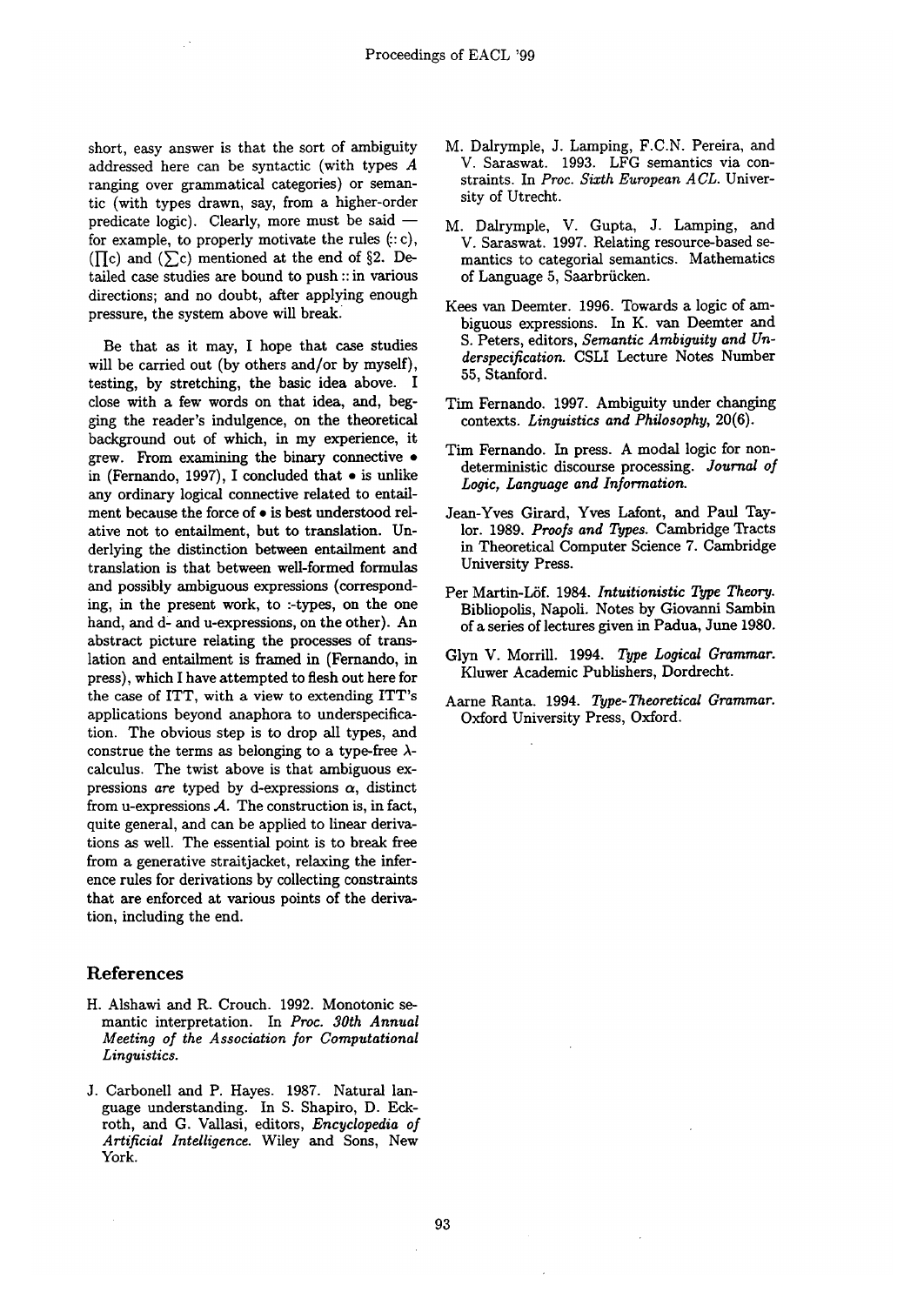short, easy answer is that the sort of ambiguity addressed here can be syntactic (with types $A$ ranging over grammatical categories) or semantic (with types drawn, say, from a higher-order predicate logic). Clearly, more must be said — for example, to properly motivate the rules $(:: c)$, $(\prod c)$ and $(\sum c)$ mentioned at the end of §2. Detailed case studies are bound to push $::$ in various directions; and no doubt, after applying enough pressure, the system above will break.

Be that as it may, I hope that case studies will be carried out (by others and/or by myself), testing, by stretching, the basic idea above. I close with a few words on that idea, and, begging the reader's indulgence, on the theoretical background out of which, in my experience, it grew. From examining the binary connective $\bullet$ in (Fernando, 1997), I concluded that $\bullet$ is unlike any ordinary logical connective related to entailment because the force of $\bullet$ is best understood relative not to entailment, but to translation. Underlying the distinction between entailment and translation is that between well-formed formulas and possibly ambiguous expressions (corresponding, in the present work, to $:$-types, on the one hand, and d- and u-expressions, on the other). An abstract picture relating the processes of translation and entailment is framed in (Fernando, in press), which I have attempted to flesh out here for the case of ITT, with a view to extending ITT's applications beyond anaphora to underspecification. The obvious step is to drop all types, and construe the terms as belonging to a type-free $\lambda$-calculus. The twist above is that ambiguous expressions *are* typed by d-expressions $\alpha$, distinct from u-expressions $A$. The construction is, in fact, quite general, and can be applied to linear derivations as well. The essential point is to break free from a generative straitjacket, relaxing the inference rules for derivations by collecting constraints that are enforced at various points of the derivation, including the end.

## References

H. Alshawi and R. Crouch. 1992. Monotonic semantic interpretation. In *Proc. 30th Annual Meeting of the Association for Computational Linguistics.*

J. Carbonell and P. Hayes. 1987. Natural language understanding. In S. Shapiro, D. Eckroth, and G. Vallasi, editors, *Encyclopedia of Artificial Intelligence.* Wiley and Sons, New York.

M. Dalrymple, J. Lamping, F.C.N. Pereira, and V. Saraswat. 1993. LFG semantics via constraints. In *Proc. Sixth European ACL.* University of Utrecht.

M. Dalrymple, V. Gupta, J. Lamping, and V. Saraswat. 1997. Relating resource-based semantics to categorial semantics. Mathematics of Language 5, Saarbrücken.

Kees van Deemter. 1996. Towards a logic of ambiguous expressions. In K. van Deemter and S. Peters, editors, *Semantic Ambiguity and Underspecification.* CSLI Lecture Notes Number 55, Stanford.

Tim Fernando. 1997. Ambiguity under changing contexts. *Linguistics and Philosophy*, 20(6).

Tim Fernando. In press. A modal logic for non-deterministic discourse processing. *Journal of Logic, Language and Information.*

Jean-Yves Girard, Yves Lafont, and Paul Taylor. 1989. *Proofs and Types.* Cambridge Tracts in Theoretical Computer Science 7. Cambridge University Press.

Per Martin-Löf. 1984. *Intuitionistic Type Theory.* Bibliopolis, Napoli. Notes by Giovanni Sambin of a series of lectures given in Padua, June 1980.

Glyn V. Morrill. 1994. *Type Logical Grammar.* Kluwer Academic Publishers, Dordrecht.

Aarne Ranta. 1994. *Type-Theoretical Grammar.* Oxford University Press, Oxford.